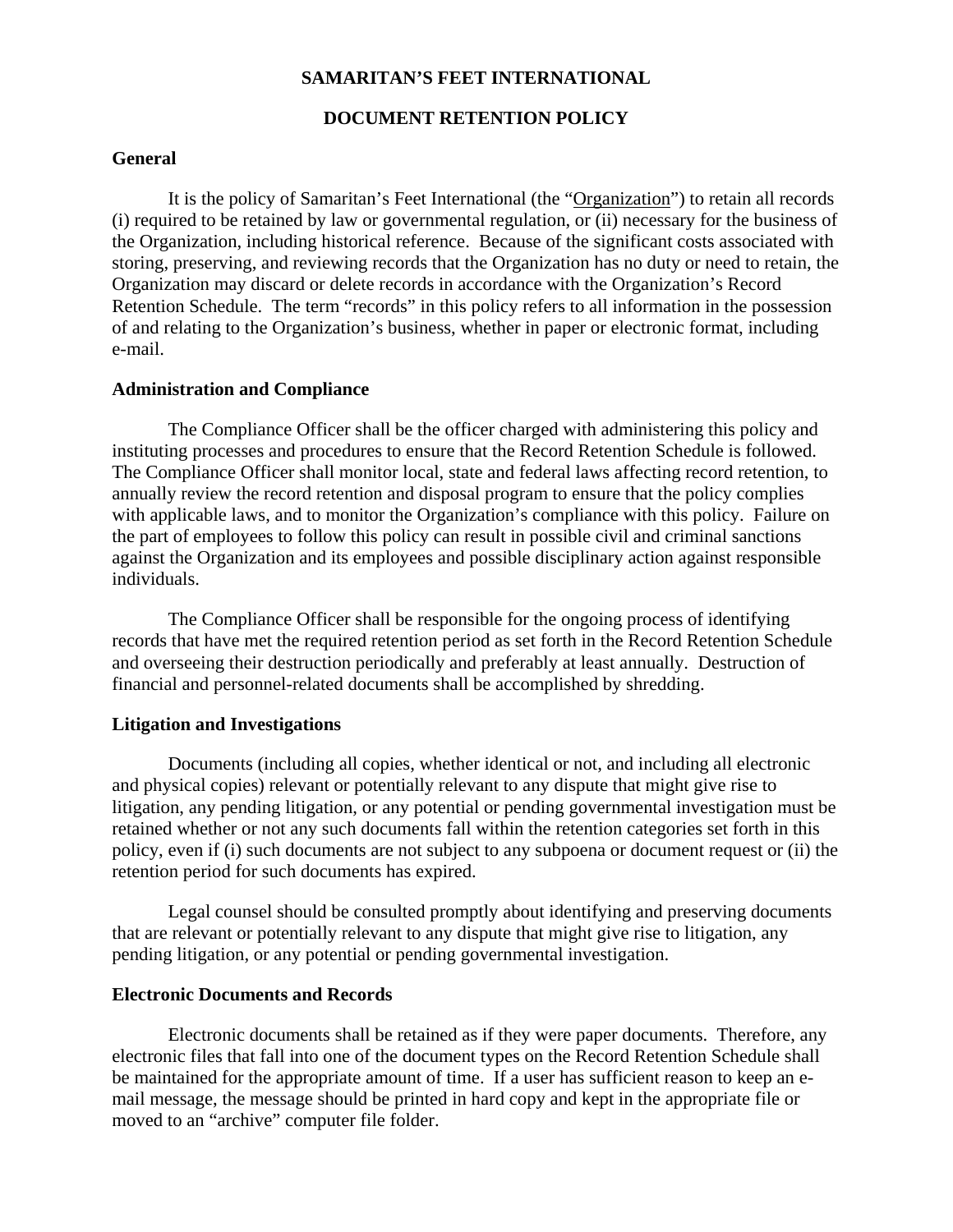# SAMARITAN'S FEET INTERNATIONAL

## DOCUMENT RETENTION POLICY

### General

It is the policy of Samaritan's Feet International (the "Organization") to retain all records (i) required to be retained by law or governmental regulation, or (ii) necessary for the business of the Organization, including historical reference. Because of the significant costs associated with storing, preserving, and reviewing records that the Organization has no duty or need to retain, the Organization may discard or delete records in accordance with the Organization's Record Retention Schedule. The term "records" in this policy refers to all information in the possession of and relating to the Organization's business, whether in paper or electronic format, including e-mail.

### Administration and Compliance

The Compliance Officer shall be the officer charged with administering this policy and instituting processes and procedures to ensure that the Record Retention Schedule is followed. The Compliance Officer shall monitor local, state and federal laws affecting record retention, to annually review the record retention and disposal program to ensure that the policy complies with applicable laws, and to monitor the Organization's compliance with this policy. Failure on the part of employees to follow this policy can result in possible civil and criminal sanctions against the Organization and its employees and possible disciplinary action against responsible individuals.

The Compliance Officer shall be responsible for the ongoing process of identifying records that have met the required retention period as set forth in the Record Retention Schedule and overseeing their destruction periodically and preferably at least annually. Destruction of financial and personnel-related documents shall be accomplished by shredding.

### Litigation and Investigations

Documents (including all copies, whether identical or not, and including all electronic and physical copies) relevant or potentially relevant to any dispute that might give rise to litigation, any pending litigation, or any potential or pending governmental investigation must be retained whether or not any such documents fall within the retention categories set forth in this policy, even if (i) such documents are not subject to any subpoena or document request or (ii) the retention period for such documents has expired.

Legal counsel should be consulted promptly about identifying and preserving documents that are relevant or potentially relevant to any dispute that might give rise to litigation, any pending litigation, or any potential or pending governmental investigation.

### Electronic Documents and Records

Electronic documents shall be retained as if they were paper documents. Therefore, any electronic files that fall into one of the document types on the Record Retention Schedule shall be maintained for the appropriate amount of time. If a user has sufficient reason to keep an e-mail message, the message should be printed in hard copy and kept in the appropriate file or moved to an "archive" computer file folder.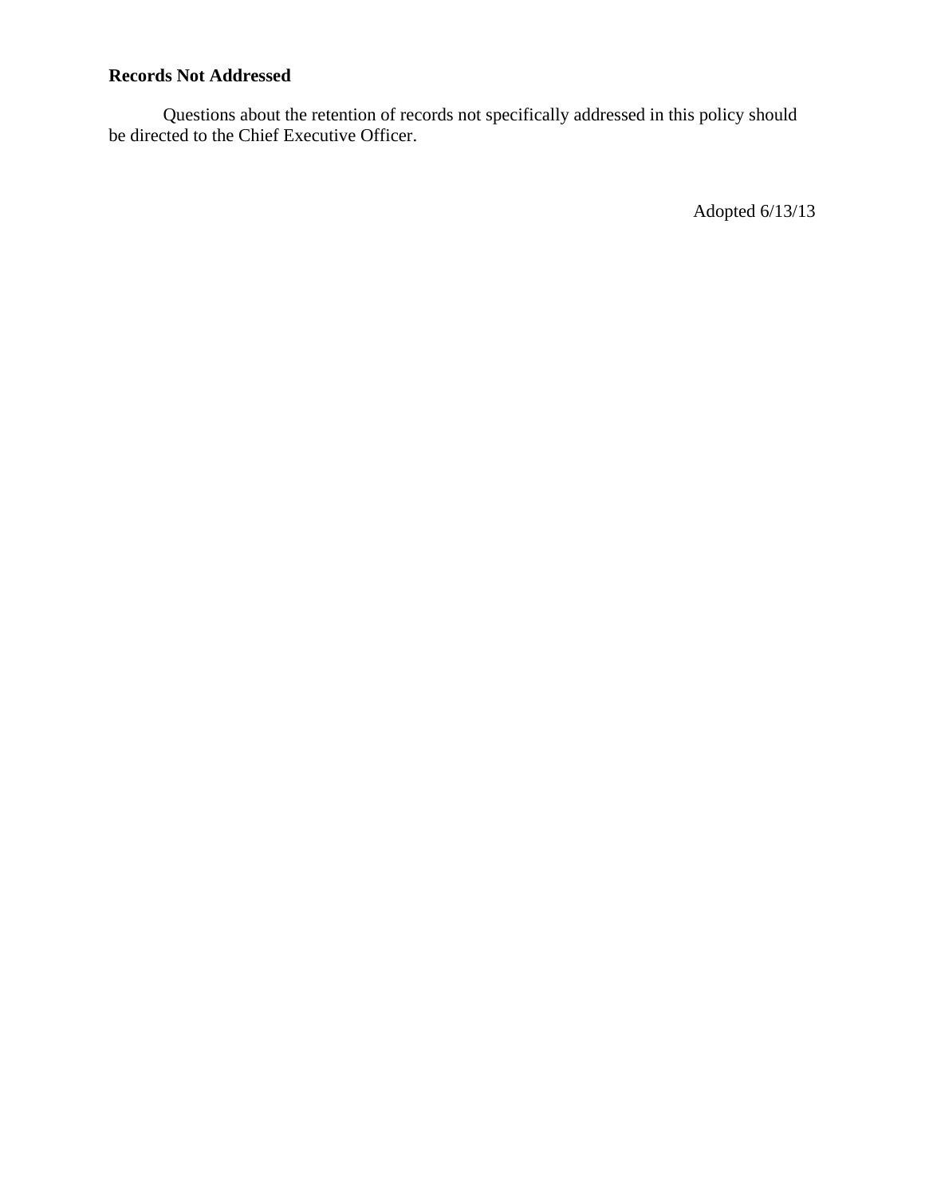**Records Not Addressed**

Questions about the retention of records not specifically addressed in this policy should be directed to the Chief Executive Officer.

Adopted 6/13/13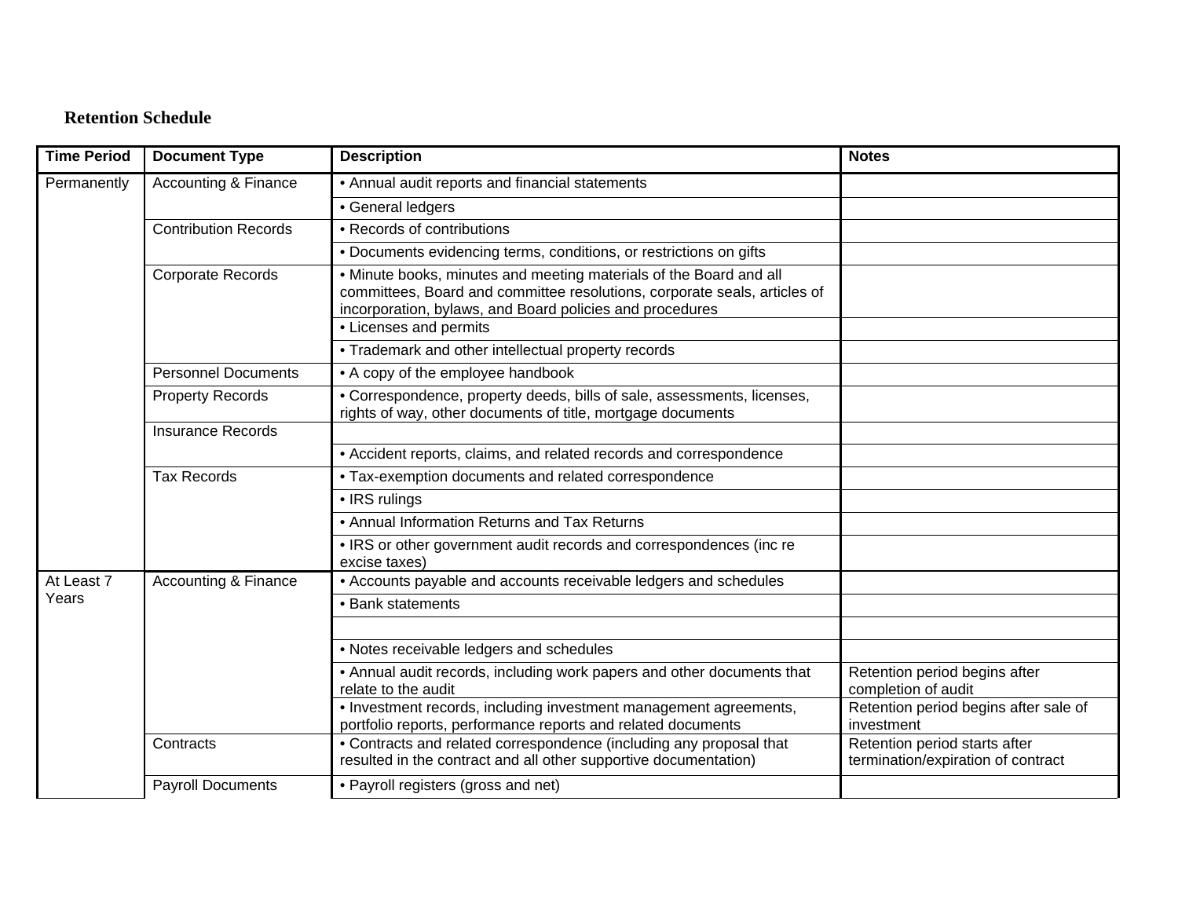**Retention Schedule**

| Time Period | Document Type | Description | Notes |
|---|---|---|---|
| Permanently | Accounting & Finance | • Annual audit reports and financial statements | |
| | | • General ledgers | |
| | Contribution Records | • Records of contributions | |
| | | • Documents evidencing terms, conditions, or restrictions on gifts | |
| | Corporate Records | • Minute books, minutes and meeting materials of the Board and all committees, Board and committee resolutions, corporate seals, articles of incorporation, bylaws, and Board policies and procedures | |
| | | • Licenses and permits | |
| | | • Trademark and other intellectual property records | |
| | Personnel Documents | • A copy of the employee handbook | |
| | Property Records | • Correspondence, property deeds, bills of sale, assessments, licenses, rights of way, other documents of title, mortgage documents | |
| | Insurance Records | | |
| | | • Accident reports, claims, and related records and correspondence | |
| | Tax Records | • Tax-exemption documents and related correspondence | |
| | | • IRS rulings | |
| | | • Annual Information Returns and Tax Returns | |
| | | • IRS or other government audit records and correspondences (inc re excise taxes) | |
| At Least 7 Years | Accounting & Finance | • Accounts payable and accounts receivable ledgers and schedules | |
| | | • Bank statements | |
| | | | |
| | | • Notes receivable ledgers and schedules | |
| | | • Annual audit records, including work papers and other documents that relate to the audit | Retention period begins after completion of audit |
| | | • Investment records, including investment management agreements, portfolio reports, performance reports and related documents | Retention period begins after sale of investment |
| | Contracts | • Contracts and related correspondence (including any proposal that resulted in the contract and all other supportive documentation) | Retention period starts after termination/expiration of contract |
| | Payroll Documents | • Payroll registers (gross and net) | |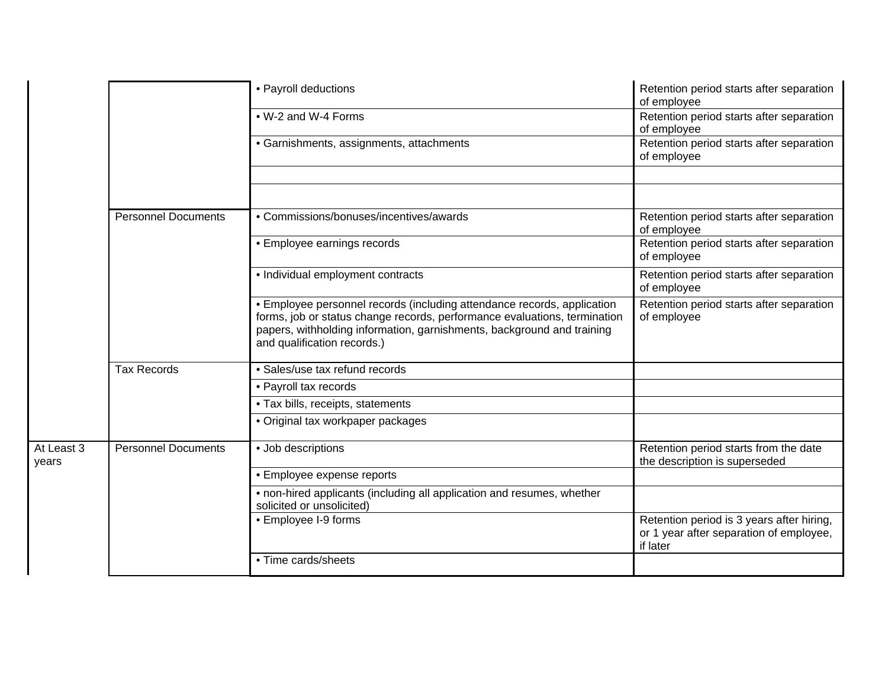| | | | |
|---|---|---|---|
| | | • Payroll deductions | Retention period starts after separation of employee |
| | | • W-2 and W-4 Forms | Retention period starts after separation of employee |
| | | • Garnishments, assignments, attachments | Retention period starts after separation of employee |
| | | | |
| | | | |
| | Personnel Documents | • Commissions/bonuses/incentives/awards | Retention period starts after separation of employee |
| | | • Employee earnings records | Retention period starts after separation of employee |
| | | • Individual employment contracts | Retention period starts after separation of employee |
| | | • Employee personnel records (including attendance records, application forms, job or status change records, performance evaluations, termination papers, withholding information, garnishments, background and training and qualification records.) | Retention period starts after separation of employee |
| | Tax Records | • Sales/use tax refund records | |
| | | • Payroll tax records | |
| | | • Tax bills, receipts, statements | |
| | | • Original tax workpaper packages | |
| At Least 3 years | Personnel Documents | • Job descriptions | Retention period starts from the date the description is superseded |
| | | • Employee expense reports | |
| | | • non-hired applicants (including all application and resumes, whether solicited or unsolicited) | |
| | | • Employee I-9 forms | Retention period is 3 years after hiring, or 1 year after separation of employee, if later |
| | | • Time cards/sheets | |